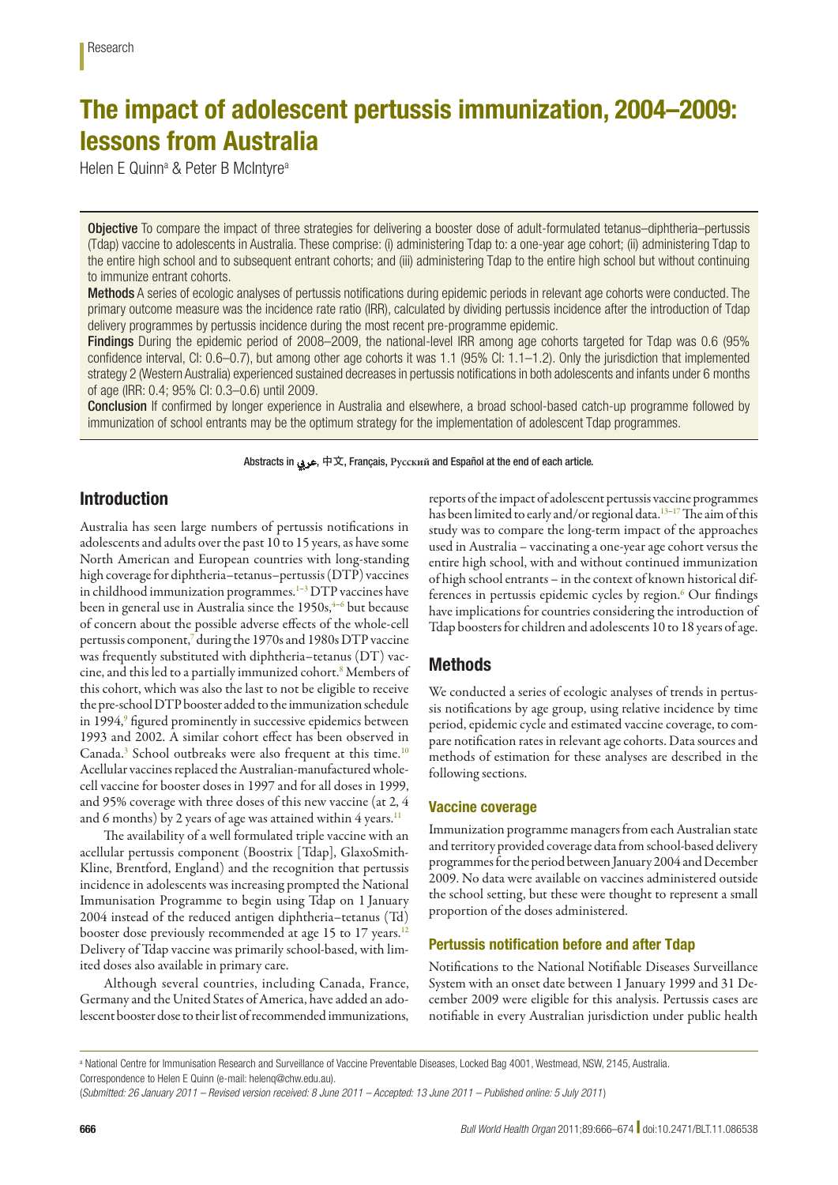# The impact of adolescent pertussis immunization, 2004–2009: lessons from Australia

Helen E Quinn[a] & Peter B McIntyre[a]

**Objective** To compare the impact of three strategies for delivering a booster dose of adult-formulated tetanus–diphtheria–pertussis (Tdap) vaccine to adolescents in Australia. These comprise: (i) administering Tdap to: a one-year age cohort; (ii) administering Tdap to the entire high school and to subsequent entrant cohorts; and (iii) administering Tdap to the entire high school but without continuing to immunize entrant cohorts.

**Methods** A series of ecologic analyses of pertussis notifications during epidemic periods in relevant age cohorts were conducted. The primary outcome measure was the incidence rate ratio (IRR), calculated by dividing pertussis incidence after the introduction of Tdap delivery programmes by pertussis incidence during the most recent pre-programme epidemic.

**Findings** During the epidemic period of 2008–2009, the national-level IRR among age cohorts targeted for Tdap was 0.6 (95% confidence interval, CI: 0.6–0.7), but among other age cohorts it was 1.1 (95% CI: 1.1–1.2). Only the jurisdiction that implemented strategy 2 (Western Australia) experienced sustained decreases in pertussis notifications in both adolescents and infants under 6 months of age (IRR: 0.4; 95% CI: 0.3–0.6) until 2009.

**Conclusion** If confirmed by longer experience in Australia and elsewhere, a broad school-based catch-up programme followed by immunization of school entrants may be the optimum strategy for the implementation of adolescent Tdap programmes.

Abstracts in عربي, 中文, Français, Русский and Español at the end of each article.

## Introduction

Australia has seen large numbers of pertussis notifications in adolescents and adults over the past 10 to 15 years, as have some North American and European countries with long-standing high coverage for diphtheria–tetanus–pertussis (DTP) vaccines in childhood immunization programmes.[1–3] DTP vaccines have been in general use in Australia since the 1950s,[4–6] but because of concern about the possible adverse effects of the whole-cell pertussis component,[7] during the 1970s and 1980s DTP vaccine was frequently substituted with diphtheria–tetanus (DT) vaccine, and this led to a partially immunized cohort.[8] Members of this cohort, which was also the last to not be eligible to receive the pre-school DTP booster added to the immunization schedule in 1994,[9] figured prominently in successive epidemics between 1993 and 2002. A similar cohort effect has been observed in Canada.[3] School outbreaks were also frequent at this time.[10] Acellular vaccines replaced the Australian-manufactured whole-cell vaccine for booster doses in 1997 and for all doses in 1999, and 95% coverage with three doses of this new vaccine (at 2, 4 and 6 months) by 2 years of age was attained within 4 years.[11]

The availability of a well formulated triple vaccine with an acellular pertussis component (Boostrix [Tdap], GlaxoSmith-Kline, Brentford, England) and the recognition that pertussis incidence in adolescents was increasing prompted the National Immunisation Programme to begin using Tdap on 1 January 2004 instead of the reduced antigen diphtheria–tetanus (Td) booster dose previously recommended at age 15 to 17 years.[12] Delivery of Tdap vaccine was primarily school-based, with limited doses also available in primary care.

Although several countries, including Canada, France, Germany and the United States of America, have added an adolescent booster dose to their list of recommended immunizations, reports of the impact of adolescent pertussis vaccine programmes has been limited to early and/or regional data.[13–17] The aim of this study was to compare the long-term impact of the approaches used in Australia – vaccinating a one-year age cohort versus the entire high school, with and without continued immunization of high school entrants – in the context of known historical differences in pertussis epidemic cycles by region.[6] Our findings have implications for countries considering the introduction of Tdap boosters for children and adolescents 10 to 18 years of age.

## Methods

We conducted a series of ecologic analyses of trends in pertussis notifications by age group, using relative incidence by time period, epidemic cycle and estimated vaccine coverage, to compare notification rates in relevant age cohorts. Data sources and methods of estimation for these analyses are described in the following sections.

### Vaccine coverage

Immunization programme managers from each Australian state and territory provided coverage data from school-based delivery programmes for the period between January 2004 and December 2009. No data were available on vaccines administered outside the school setting, but these were thought to represent a small proportion of the doses administered.

### Pertussis notification before and after Tdap

Notifications to the National Notifiable Diseases Surveillance System with an onset date between 1 January 1999 and 31 December 2009 were eligible for this analysis. Pertussis cases are notifiable in every Australian jurisdiction under public health

[a] National Centre for Immunisation Research and Surveillance of Vaccine Preventable Diseases, Locked Bag 4001, Westmead, NSW, 2145, Australia.
Correspondence to Helen E Quinn (e-mail: helenq@chw.edu.au).

(*Submitted: 26 January 2011 – Revised version received: 8 June 2011 – Accepted: 13 June 2011 – Published online: 5 July 2011*)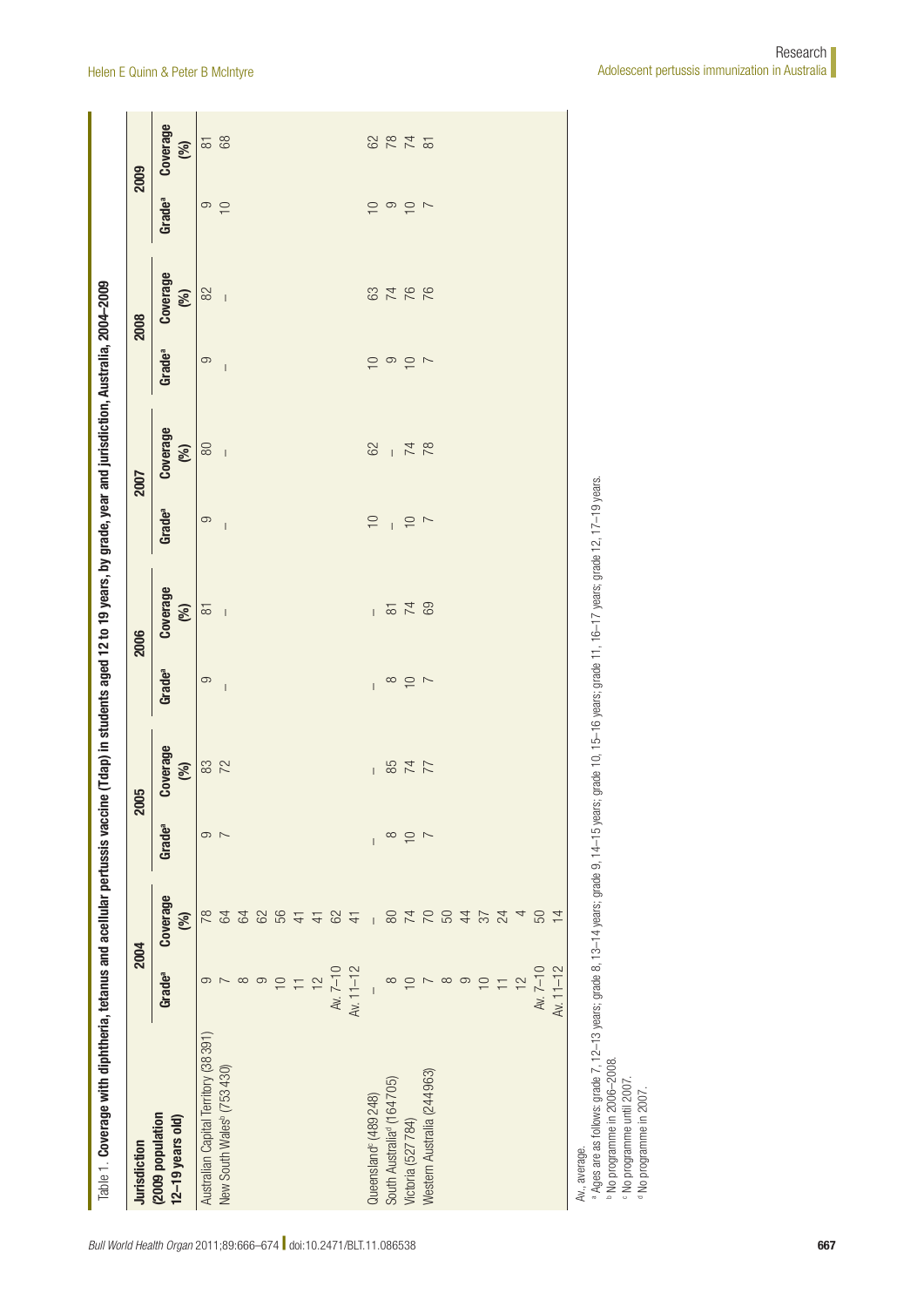Table 1. **Coverage with diphtheria, tetanus and acellular pertussis vaccine (Tdap) in students aged 12 to 19 years, by grade, year and jurisdiction, Australia, 2004–2009**

| Jurisdiction (2009 population 12–19 years old) | 2004 | | 2005 | | 2006 | | 2007 | | 2008 | | 2009 | |
|---|---|---|---|---|---|---|---|---|---|---|---|---|
| | Grade[a] | Coverage (%) | Grade[a] | Coverage (%) | Grade[a] | Coverage (%) | Grade[a] | Coverage (%) | Grade[a] | Coverage (%) | Grade[a] | Coverage (%) |
| Australian Capital Territory (38 391) | 9 | 78 | 9 | 83 | 9 | 81 | 9 | 80 | 9 | 82 | 9 | 81 |
| New South Wales[b] (753 430) | 7 | 64 | 7 | 72 | – | – | – | – | – | – | 10 | 68 |
| | 8 | 64 | | | | | | | | | | |
| | 9 | 62 | | | | | | | | | | |
| | 10 | 56 | | | | | | | | | | |
| | 11 | 41 | | | | | | | | | | |
| | 12 | 41 | | | | | | | | | | |
| | Av. 7–10 | 62 | | | | | | | | | | |
| | Av. 11–12 | 41 | | | | | | | | | | |
| Queensland[c] (489 248) | – | – | – | – | – | – | 10 | 62 | 10 | 63 | 10 | 62 |
| South Australia[d] (164 705) | 8 | 80 | 8 | 85 | 8 | 81 | – | – | 9 | 74 | 9 | 78 |
| Victoria (527 784) | 10 | 74 | 10 | 74 | 10 | 74 | 10 | 74 | 10 | 76 | 10 | 74 |
| Western Australia (244 963) | 7 | 70 | 7 | 77 | 7 | 69 | 7 | 78 | 7 | 76 | 7 | 81 |
| | 8 | 50 | | | | | | | | | | |
| | 9 | 44 | | | | | | | | | | |
| | 10 | 37 | | | | | | | | | | |
| | 11 | 24 | | | | | | | | | | |
| | 12 | 4 | | | | | | | | | | |
| | Av. 7–10 | 50 | | | | | | | | | | |
| | Av. 11–12 | 14 | | | | | | | | | | |

Av., average.

[a] Ages are as follows: grade 7, 12–13 years; grade 8, 13–14 years; grade 9, 14–15 years; grade 10, 15–16 years; grade 11, 16–17 years; grade 12, 17–19 years.

[b] No programme in 2006–2008.

[c] No programme until 2007.

[d] No programme in 2007.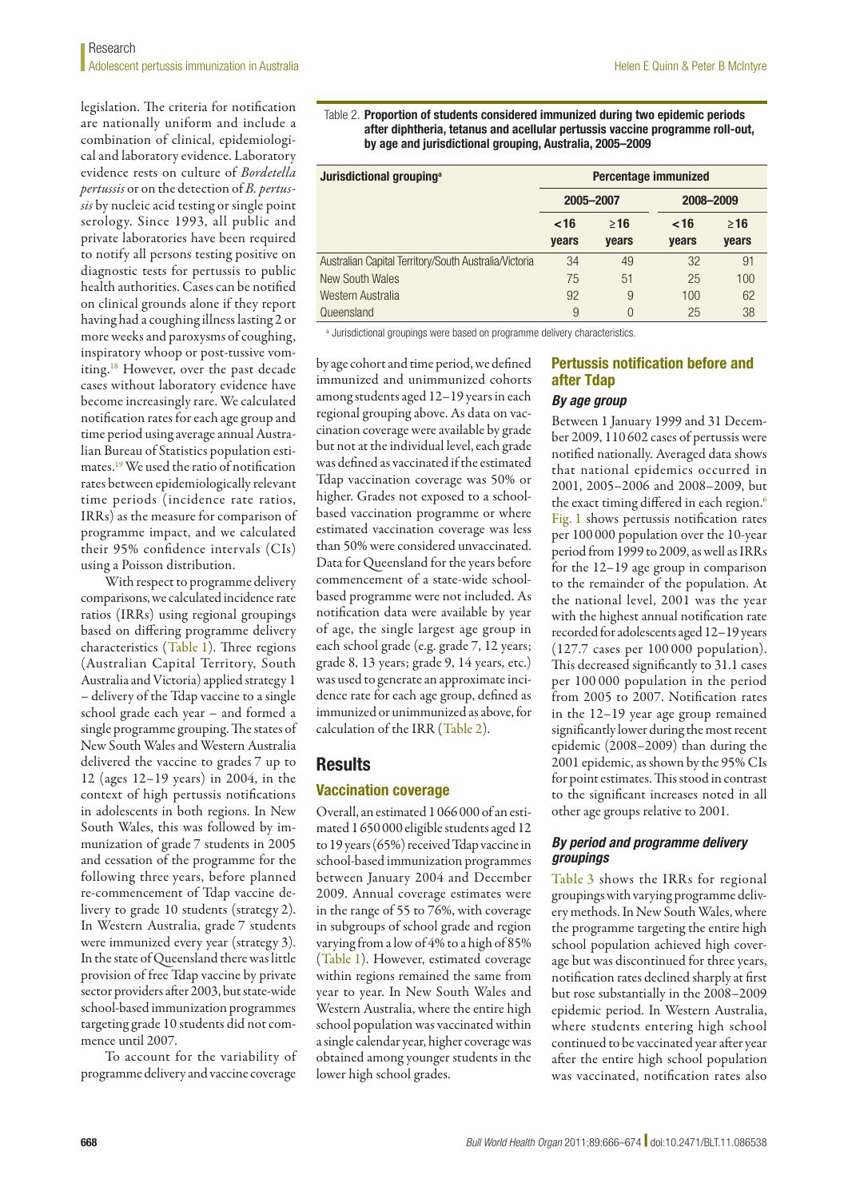legislation. The criteria for notification are nationally uniform and include a combination of clinical, epidemiological and laboratory evidence. Laboratory evidence rests on culture of *Bordetella pertussis* or on the detection of *B. pertussis* by nucleic acid testing or single point serology. Since 1993, all public and private laboratories have been required to notify all persons testing positive on diagnostic tests for pertussis to public health authorities. Cases can be notified on clinical grounds alone if they report having had a coughing illness lasting 2 or more weeks and paroxysms of coughing, inspiratory whoop or post-tussive vomiting.[18] However, over the past decade cases without laboratory evidence have become increasingly rare. We calculated notification rates for each age group and time period using average annual Australian Bureau of Statistics population estimates.[19] We used the ratio of notification rates between epidemiologically relevant time periods (incidence rate ratios, IRRs) as the measure for comparison of programme impact, and we calculated their 95% confidence intervals (CIs) using a Poisson distribution.

With respect to programme delivery comparisons, we calculated incidence rate ratios (IRRs) using regional groupings based on differing programme delivery characteristics (Table 1). Three regions (Australian Capital Territory, South Australia and Victoria) applied strategy 1 – delivery of the Tdap vaccine to a single school grade each year – and formed a single programme grouping. The states of New South Wales and Western Australia delivered the vaccine to grades 7 up to 12 (ages 12–19 years) in 2004, in the context of high pertussis notifications in adolescents in both regions. In New South Wales, this was followed by immunization of grade 7 students in 2005 and cessation of the programme for the following three years, before planned re-commencement of Tdap vaccine delivery to grade 10 students (strategy 2). In Western Australia, grade 7 students were immunized every year (strategy 3). In the state of Queensland there was little provision of free Tdap vaccine by private sector providers after 2003, but state-wide school-based immunization programmes targeting grade 10 students did not commence until 2007.

To account for the variability of programme delivery and vaccine coverage by age cohort and time period, we defined immunized and unimmunized cohorts among students aged 12–19 years in each regional grouping above. As data on vaccination coverage were available by grade but not at the individual level, each grade was defined as vaccinated if the estimated Tdap vaccination coverage was 50% or higher. Grades not exposed to a school-based vaccination programme or where estimated vaccination coverage was less than 50% were considered unvaccinated. Data for Queensland for the years before commencement of a state-wide school-based programme were not included. As notification data were available by year of age, the single largest age group in each school grade (e.g. grade 7, 12 years; grade 8, 13 years; grade 9, 14 years, etc.) was used to generate an approximate incidence rate for each age group, defined as immunized or unimmunized as above, for calculation of the IRR (Table 2).

Table 2. **Proportion of students considered immunized during two epidemic periods after diphtheria, tetanus and acellular pertussis vaccine programme roll-out, by age and jurisdictional grouping, Australia, 2005–2009**

| Jurisdictional grouping[a] | Percentage immunized | | | |
|---|---|---|---|---|
| | 2005–2007 | | 2008–2009 | |
| | < 16 years | ≥ 16 years | < 16 years | ≥ 16 years |
| Australian Capital Territory/South Australia/Victoria | 34 | 49 | 32 | 91 |
| New South Wales | 75 | 51 | 25 | 100 |
| Western Australia | 92 | 9 | 100 | 62 |
| Queensland | 9 | 0 | 25 | 38 |

[a] Jurisdictional groupings were based on programme delivery characteristics.

## Results

### Vaccination coverage

Overall, an estimated 1 066 000 of an estimated 1 650 000 eligible students aged 12 to 19 years (65%) received Tdap vaccine in school-based immunization programmes between January 2004 and December 2009. Annual coverage estimates were in the range of 55 to 76%, with coverage in subgroups of school grade and region varying from a low of 4% to a high of 85% (Table 1). However, estimated coverage within regions remained the same from year to year. In New South Wales and Western Australia, where the entire high school population was vaccinated within a single calendar year, higher coverage was obtained among younger students in the lower high school grades.

### Pertussis notification before and after Tdap

#### *By age group*

Between 1 January 1999 and 31 December 2009, 110 602 cases of pertussis were notified nationally. Averaged data shows that national epidemics occurred in 2001, 2005–2006 and 2008–2009, but the exact timing differed in each region.[6] Fig. 1 shows pertussis notification rates per 100 000 population over the 10-year period from 1999 to 2009, as well as IRRs for the 12–19 age group in comparison to the remainder of the population. At the national level, 2001 was the year with the highest annual notification rate recorded for adolescents aged 12–19 years (127.7 cases per 100 000 population). This decreased significantly to 31.1 cases per 100 000 population in the period from 2005 to 2007. Notification rates in the 12–19 year age group remained significantly lower during the most recent epidemic (2008–2009) than during the 2001 epidemic, as shown by the 95% CIs for point estimates. This stood in contrast to the significant increases noted in all other age groups relative to 2001.

#### *By period and programme delivery groupings*

Table 3 shows the IRRs for regional groupings with varying programme delivery methods. In New South Wales, where the programme targeting the entire high school population achieved high coverage but was discontinued for three years, notification rates declined sharply at first but rose substantially in the 2008–2009 epidemic period. In Western Australia, where students entering high school continued to be vaccinated year after year after the entire high school population was vaccinated, notification rates also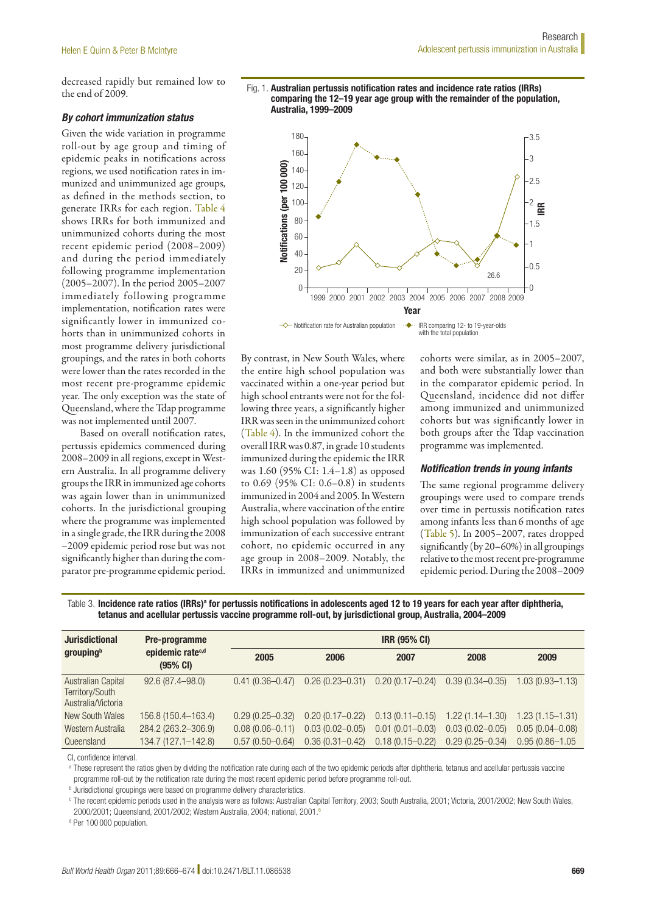decreased rapidly but remained low to the end of 2009.

### *By cohort immunization status*

Given the wide variation in programme roll-out by age group and timing of epidemic peaks in notifications across regions, we used notification rates in immunized and unimmunized age groups, as defined in the methods section, to generate IRRs for each region. Table 4 shows IRRs for both immunized and unimmunized cohorts during the most recent epidemic period (2008–2009) and during the period immediately following programme implementation (2005–2007). In the period 2005–2007 immediately following programme implementation, notification rates were significantly lower in immunized cohorts than in unimmunized cohorts in most programme delivery jurisdictional groupings, and the rates in both cohorts were lower than the rates recorded in the most recent pre-programme epidemic year. The only exception was the state of Queensland, where the Tdap programme was not implemented until 2007.

Based on overall notification rates, pertussis epidemics commenced during 2008–2009 in all regions, except in Western Australia. In all programme delivery groups the IRR in immunized age cohorts was again lower than in unimmunized cohorts. In the jurisdictional grouping where the programme was implemented in a single grade, the IRR during the 2008–2009 epidemic period rose but was not significantly higher than during the comparator pre-programme epidemic period.

**Fig. 1. Australian pertussis notification rates and incidence rate ratios (IRRs) comparing the 12–19 year age group with the remainder of the population, Australia, 1999–2009**

By contrast, in New South Wales, where the entire high school population was vaccinated within a one-year period but high school entrants were not for the following three years, a significantly higher IRR was seen in the unimmunized cohort (Table 4). In the immunized cohort the overall IRR was 0.87, in grade 10 students immunized during the epidemic the IRR was 1.60 (95% CI: 1.4–1.8) as opposed to 0.69 (95% CI: 0.6–0.8) in students immunized in 2004 and 2005. In Western Australia, where vaccination of the entire high school population was followed by immunization of each successive entrant cohort, no epidemic occurred in any age group in 2008–2009. Notably, the IRRs in immunized and unimmunized cohorts were similar, as in 2005–2007, and both were substantially lower than in the comparator epidemic period. In Queensland, incidence did not differ among immunized and unimmunized cohorts but was significantly lower in both groups after the Tdap vaccination programme was implemented.

### *Notification trends in young infants*

The same regional programme delivery groupings were used to compare trends over time in pertussis notification rates among infants less than 6 months of age (Table 5). In 2005–2007, rates dropped significantly (by 20–60%) in all groupings relative to the most recent pre-programme epidemic period. During the 2008–2009

Table 3. **Incidence rate ratios (IRRs)[a] for pertussis notifications in adolescents aged 12 to 19 years for each year after diphtheria, tetanus and acellular pertussis vaccine programme roll-out, by jurisdictional group, Australia, 2004–2009**

| Jurisdictional grouping[b] | Pre-programme epidemic rate[c,d] (95% CI) | IRR (95% CI) | | | | |
|---|---|---|---|---|---|---|
| | | 2005 | 2006 | 2007 | 2008 | 2009 |
| Australian Capital Territory/South Australia/Victoria | 92.6 (87.4–98.0) | 0.41 (0.36–0.47) | 0.26 (0.23–0.31) | 0.20 (0.17–0.24) | 0.39 (0.34–0.35) | 1.03 (0.93–1.13) |
| New South Wales | 156.8 (150.4–163.4) | 0.29 (0.25–0.32) | 0.20 (0.17–0.22) | 0.13 (0.11–0.15) | 1.22 (1.14–1.30) | 1.23 (1.15–1.31) |
| Western Australia | 284.2 (263.2–306.9) | 0.08 (0.06–0.11) | 0.03 (0.02–0.05) | 0.01 (0.01–0.03) | 0.03 (0.02–0.05) | 0.05 (0.04–0.08) |
| Queensland | 134.7 (127.1–142.8) | 0.57 (0.50–0.64) | 0.36 (0.31–0.42) | 0.18 (0.15–0.22) | 0.29 (0.25–0.34) | 0.95 (0.86–1.05 |

CI, confidence interval.

[a] These represent the ratios given by dividing the notification rate during each of the two epidemic periods after diphtheria, tetanus and acellular pertussis vaccine programme roll-out by the notification rate during the most recent epidemic period before programme roll-out.

[b] Jurisdictional groupings were based on programme delivery characteristics.

[c] The recent epidemic periods used in the analysis were as follows: Australian Capital Territory, 2003; South Australia, 2001; Victoria, 2001/2002; New South Wales, 2000/2001; Queensland, 2001/2002; Western Australia, 2004; national, 2001.[6]

[d] Per 100 000 population.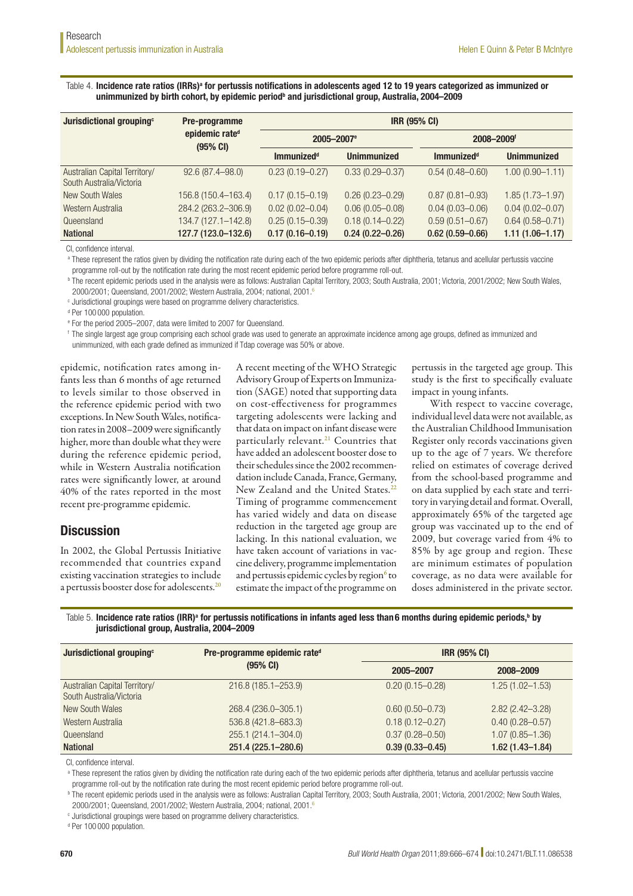Table 4. **Incidence rate ratios (IRRs)[a] for pertussis notifications in adolescents aged 12 to 19 years categorized as immunized or unimmunized by birth cohort, by epidemic period[b] and jurisdictional group, Australia, 2004–2009**

| Jurisdictional grouping[c] | Pre-programme epidemic rate[d] (95% CI) | IRR (95% CI) | | | |
|---|---|---|---|---|---|
| | | 2005–2007[e] | | 2008–2009[f] | |
| | | Immunized[d] | Unimmunized | Immunized[d] | Unimmunized |
| Australian Capital Territory/ South Australia/Victoria | 92.6 (87.4–98.0) | 0.23 (0.19–0.27) | 0.33 (0.29–0.37) | 0.54 (0.48–0.60) | 1.00 (0.90–1.11) |
| New South Wales | 156.8 (150.4–163.4) | 0.17 (0.15–0.19) | 0.26 (0.23–0.29) | 0.87 (0.81–0.93) | 1.85 (1.73–1.97) |
| Western Australia | 284.2 (263.2–306.9) | 0.02 (0.02–0.04) | 0.06 (0.05–0.08) | 0.04 (0.03–0.06) | 0.04 (0.02–0.07) |
| Queensland | 134.7 (127.1–142.8) | 0.25 (0.15–0.39) | 0.18 (0.14–0.22) | 0.59 (0.51–0.67) | 0.64 (0.58–0.71) |
| **National** | **127.7 (123.0–132.6)** | **0.17 (0.16–0.19)** | **0.24 (0.22–0.26)** | **0.62 (0.59–0.66)** | **1.11 (1.06–1.17)** |

CI, confidence interval.

[a] These represent the ratios given by dividing the notification rate during each of the two epidemic periods after diphtheria, tetanus and acellular pertussis vaccine programme roll-out by the notification rate during the most recent epidemic period before programme roll-out.

[b] The recent epidemic periods used in the analysis were as follows: Australian Capital Territory, 2003; South Australia, 2001; Victoria, 2001/2002; New South Wales, 2000/2001; Queensland, 2001/2002; Western Australia, 2004; national, 2001.[6]

[c] Jurisdictional groupings were based on programme delivery characteristics.

[d] Per 100 000 population.

[e] For the period 2005–2007, data were limited to 2007 for Queensland.

[f] The single largest age group comprising each school grade was used to generate an approximate incidence among age groups, defined as immunized and unimmunized, with each grade defined as immunized if Tdap coverage was 50% or above.

epidemic, notification rates among infants less than 6 months of age returned to levels similar to those observed in the reference epidemic period with two exceptions. In New South Wales, notification rates in 2008–2009 were significantly higher, more than double what they were during the reference epidemic period, while in Western Australia notification rates were significantly lower, at around 40% of the rates reported in the most recent pre-programme epidemic.

## Discussion

In 2002, the Global Pertussis Initiative recommended that countries expand existing vaccination strategies to include a pertussis booster dose for adolescents.[20] A recent meeting of the WHO Strategic Advisory Group of Experts on Immunization (SAGE) noted that supporting data on cost-effectiveness for programmes targeting adolescents were lacking and that data on impact on infant disease were particularly relevant.[21] Countries that have added an adolescent booster dose to their schedules since the 2002 recommendation include Canada, France, Germany, New Zealand and the United States.[22] Timing of programme commencement has varied widely and data on disease reduction in the targeted age group are lacking. In this national evaluation, we have taken account of variations in vaccine delivery, programme implementation and pertussis epidemic cycles by region[6] to estimate the impact of the programme on pertussis in the targeted age group. This study is the first to specifically evaluate impact in young infants.

With respect to vaccine coverage, individual level data were not available, as the Australian Childhood Immunisation Register only records vaccinations given up to the age of 7 years. We therefore relied on estimates of coverage derived from the school-based programme and on data supplied by each state and territory in varying detail and format. Overall, approximately 65% of the targeted age group was vaccinated up to the end of 2009, but coverage varied from 4% to 85% by age group and region. These are minimum estimates of population coverage, as no data were available for doses administered in the private sector.

Table 5. **Incidence rate ratios (IRR)[a] for pertussis notifications in infants aged less than 6 months during epidemic periods,[b] by jurisdictional group, Australia, 2004–2009**

| Jurisdictional grouping[c] | Pre-programme epidemic rate[d] (95% CI) | IRR (95% CI) | |
|---|---|---|---|
| | | 2005–2007 | 2008–2009 |
| Australian Capital Territory/ South Australia/Victoria | 216.8 (185.1–253.9) | 0.20 (0.15–0.28) | 1.25 (1.02–1.53) |
| New South Wales | 268.4 (236.0–305.1) | 0.60 (0.50–0.73) | 2.82 (2.42–3.28) |
| Western Australia | 536.8 (421.8–683.3) | 0.18 (0.12–0.27) | 0.40 (0.28–0.57) |
| Queensland | 255.1 (214.1–304.0) | 0.37 (0.28–0.50) | 1.07 (0.85–1.36) |
| **National** | **251.4 (225.1–280.6)** | **0.39 (0.33–0.45)** | **1.62 (1.43–1.84)** |

CI, confidence interval.

[a] These represent the ratios given by dividing the notification rate during each of the two epidemic periods after diphtheria, tetanus and acellular pertussis vaccine programme roll-out by the notification rate during the most recent epidemic period before programme roll-out.

[b] The recent epidemic periods used in the analysis were as follows: Australian Capital Territory, 2003; South Australia, 2001; Victoria, 2001/2002; New South Wales, 2000/2001; Queensland, 2001/2002; Western Australia, 2004; national, 2001.[6]

[c] Jurisdictional groupings were based on programme delivery characteristics.

[d] Per 100 000 population.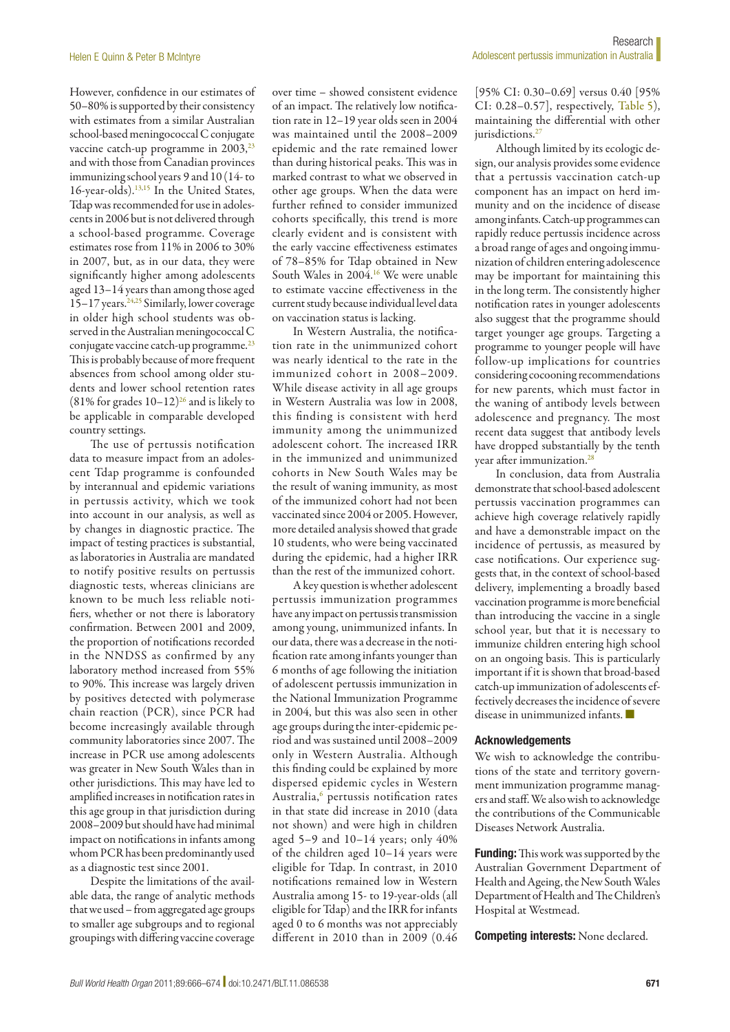However, confidence in our estimates of 50–80% is supported by their consistency with estimates from a similar Australian school-based meningococcal C conjugate vaccine catch-up programme in 2003,[23] and with those from Canadian provinces immunizing school years 9 and 10 (14- to 16-year-olds).[13,15] In the United States, Tdap was recommended for use in adolescents in 2006 but is not delivered through a school-based programme. Coverage estimates rose from 11% in 2006 to 30% in 2007, but, as in our data, they were significantly higher among adolescents aged 13–14 years than among those aged 15–17 years.[24,25] Similarly, lower coverage in older high school students was observed in the Australian meningococcal C conjugate vaccine catch-up programme.[23] This is probably because of more frequent absences from school among older students and lower school retention rates (81% for grades 10–12)[26] and is likely to be applicable in comparable developed country settings.

The use of pertussis notification data to measure impact from an adolescent Tdap programme is confounded by interannual and epidemic variations in pertussis activity, which we took into account in our analysis, as well as by changes in diagnostic practice. The impact of testing practices is substantial, as laboratories in Australia are mandated to notify positive results on pertussis diagnostic tests, whereas clinicians are known to be much less reliable notifiers, whether or not there is laboratory confirmation. Between 2001 and 2009, the proportion of notifications recorded in the NNDSS as confirmed by any laboratory method increased from 55% to 90%. This increase was largely driven by positives detected with polymerase chain reaction (PCR), since PCR had become increasingly available through community laboratories since 2007. The increase in PCR use among adolescents was greater in New South Wales than in other jurisdictions. This may have led to amplified increases in notification rates in this age group in that jurisdiction during 2008–2009 but should have had minimal impact on notifications in infants among whom PCR has been predominantly used as a diagnostic test since 2001.

Despite the limitations of the available data, the range of analytic methods that we used – from aggregated age groups to smaller age subgroups and to regional groupings with differing vaccine coverage over time – showed consistent evidence of an impact. The relatively low notification rate in 12–19 year olds seen in 2004 was maintained until the 2008–2009 epidemic and the rate remained lower than during historical peaks. This was in marked contrast to what we observed in other age groups. When the data were further refined to consider immunized cohorts specifically, this trend is more clearly evident and is consistent with the early vaccine effectiveness estimates of 78–85% for Tdap obtained in New South Wales in 2004.[16] We were unable to estimate vaccine effectiveness in the current study because individual level data on vaccination status is lacking.

In Western Australia, the notification rate in the unimmunized cohort was nearly identical to the rate in the immunized cohort in 2008–2009. While disease activity in all age groups in Western Australia was low in 2008, this finding is consistent with herd immunity among the unimmunized adolescent cohort. The increased IRR in the immunized and unimmunized cohorts in New South Wales may be the result of waning immunity, as most of the immunized cohort had not been vaccinated since 2004 or 2005. However, more detailed analysis showed that grade 10 students, who were being vaccinated during the epidemic, had a higher IRR than the rest of the immunized cohort.

A key question is whether adolescent pertussis immunization programmes have any impact on pertussis transmission among young, unimmunized infants. In our data, there was a decrease in the notification rate among infants younger than 6 months of age following the initiation of adolescent pertussis immunization in the National Immunization Programme in 2004, but this was also seen in other age groups during the inter-epidemic period and was sustained until 2008–2009 only in Western Australia. Although this finding could be explained by more dispersed epidemic cycles in Western Australia,[6] pertussis notification rates in that state did increase in 2010 (data not shown) and were high in children aged 5–9 and 10–14 years; only 40% of the children aged 10–14 years were eligible for Tdap. In contrast, in 2010 notifications remained low in Western Australia among 15- to 19-year-olds (all eligible for Tdap) and the IRR for infants aged 0 to 6 months was not appreciably different in 2010 than in 2009 (0.46 [95% CI: 0.30–0.69] versus 0.40 [95% CI: 0.28–0.57], respectively, Table 5), maintaining the differential with other jurisdictions.[27]

Although limited by its ecologic design, our analysis provides some evidence that a pertussis vaccination catch-up component has an impact on herd immunity and on the incidence of disease among infants. Catch-up programmes can rapidly reduce pertussis incidence across a broad range of ages and ongoing immunization of children entering adolescence may be important for maintaining this in the long term. The consistently higher notification rates in younger adolescents also suggest that the programme should target younger age groups. Targeting a programme to younger people will have follow-up implications for countries considering cocooning recommendations for new parents, which must factor in the waning of antibody levels between adolescence and pregnancy. The most recent data suggest that antibody levels have dropped substantially by the tenth year after immunization.[28]

In conclusion, data from Australia demonstrate that school-based adolescent pertussis vaccination programmes can achieve high coverage relatively rapidly and have a demonstrable impact on the incidence of pertussis, as measured by case notifications. Our experience suggests that, in the context of school-based delivery, implementing a broadly based vaccination programme is more beneficial than introducing the vaccine in a single school year, but that it is necessary to immunize children entering high school on an ongoing basis. This is particularly important if it is shown that broad-based catch-up immunization of adolescents effectively decreases the incidence of severe disease in unimmunized infants. ■

#### Acknowledgements

We wish to acknowledge the contributions of the state and territory government immunization programme managers and staff. We also wish to acknowledge the contributions of the Communicable Diseases Network Australia.

**Funding:** This work was supported by the Australian Government Department of Health and Ageing, the New South Wales Department of Health and The Children's Hospital at Westmead.

**Competing interests:** None declared.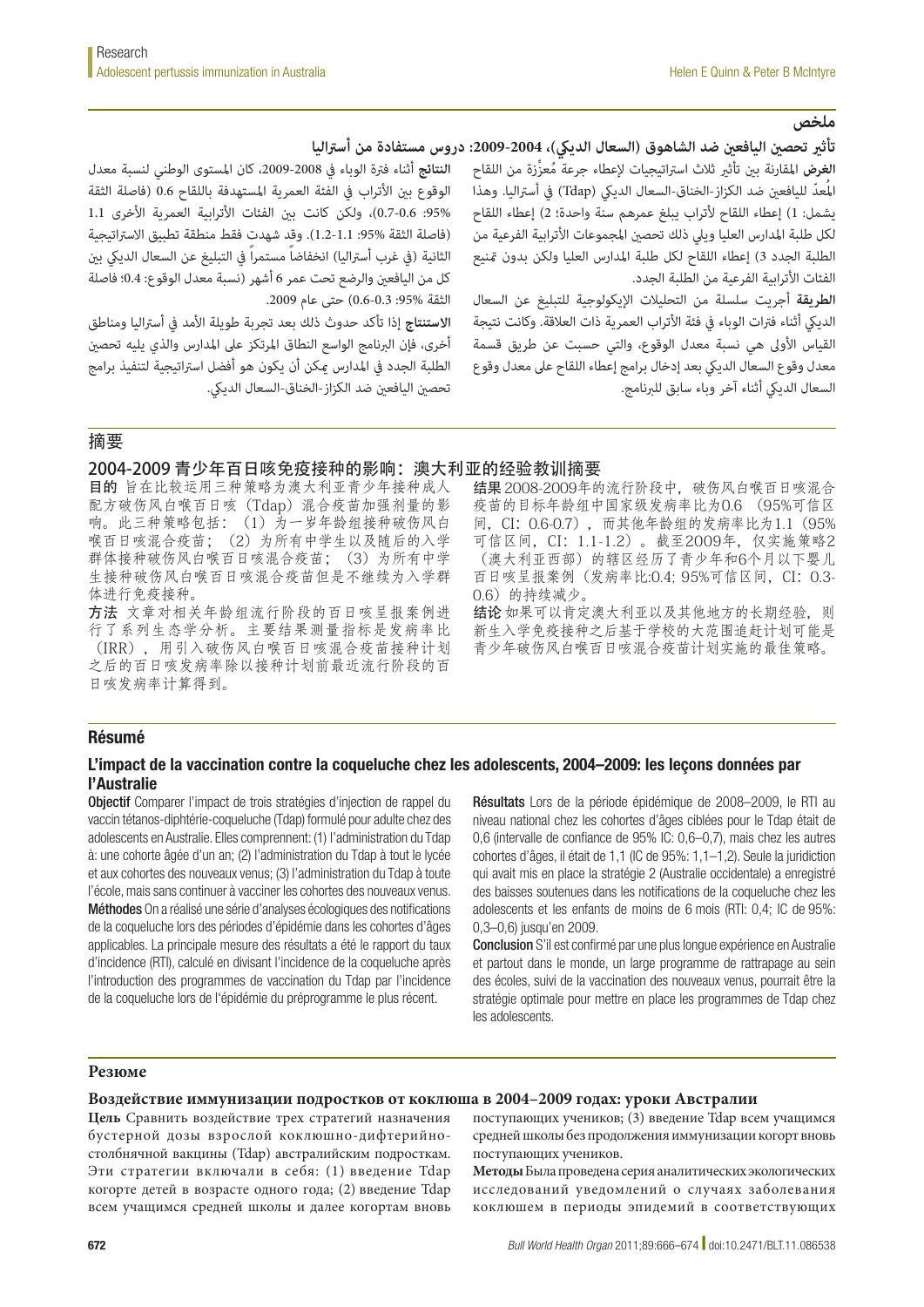## ملخص

### تأثير تحصين اليافعين ضد الشاهوق (السعال الديكي)، 2004-2009: دروس مستفادة من أستراليا

**الغرض** المقارنة بين تأثير ثلاث استراتيجيات لإعطاء جرعة مُعزِّزة من اللقاح المُعدّ لليافعين ضد الكزاز-الخناق-السعال الديكي (Tdap) في أستراليا. وهذا يشمل: 1) إعطاء اللقاح لأتراب يبلغ عمرهم سنة واحدة؛ 2) إعطاء اللقاح لكل طلبة المدارس العليا ويلي ذلك تحصين المجموعات الأترابية الفرعية من الطلبة الجدد 3) إعطاء اللقاح لكل طلبة المدارس العليا ولكن بدون تمنيع الفئات الأترابية الفرعية من الطلبة الجدد.

**الطريقة** أجريت سلسلة من التحليلات الإيكولوجية للتبليغ عن السعال الديكي أثناء فترات الوباء في فئة الأتراب العمرية ذات العلاقة. وكانت نتيجة القياس الأولى هي نسبة معدل الوقوع، والتي حسبت عن طريق قسمة معدل وقوع السعال الديكي بعد إدخال برامج إعطاء اللقاح على معدل وقوع السعال الديكي أثناء آخر وباء سابق للبرنامج.

**النتائج** أثناء فترة الوباء في 2008-2009، كان المستوى الوطني لنسبة معدل الوقوع بين الأتراب في الفئة العمرية المستهدفة باللقاح 0.6 (فاصلة الثقة 95%: 0.6-0.7)، ولكن كانت بين الفئات الأترابية العمرية الأخرى 1.1 (فاصلة الثقة 95%: 1.1-1.2). وقد شهدت فقط منطقة تطبيق الاستراتيجية الثانية (في غرب أستراليا) انخفاضاً مستمراً في التبليغ عن السعال الديكي بين كل من اليافعين والرضع تحت عمر 6 أشهر (نسبة معدل الوقوع: 0.4؛ فاصلة الثقة 95%: 0.3-0.6) حتى عام 2009.

**الاستنتاج** إذا تأكد حدوث ذلك بعد تجربة طويلة الأمد في أستراليا ومناطق أخرى، فإن البرنامج الواسع النطاق المرتكز على المدارس والذي يليه تحصين الطلبة الجدد في المدارس يمكن أن يكون هو أفضل استراتيجية لتنفيذ برامج تحصين اليافعين ضد الكزاز-الخناق-السعال الديكي.

## 摘要

### 2004-2009 青少年百日咳免疫接种的影响：澳大利亚的经验教训摘要

**目的** 旨在比较运用三种策略为澳大利亚青少年接种成人配方破伤风白喉百日咳（Tdap）混合疫苗加强剂量的影响。此三种策略包括：（1）为一岁年龄组接种破伤风白喉百日咳混合疫苗；（2）为所有中学生以及随后的入学群体接种破伤风白喉百日咳混合疫苗；（3）为所有中学生接种破伤风白喉百日咳混合疫苗但是不继续为入学群体进行免疫接种。

**方法** 文章对相关年龄组流行阶段的百日咳呈报案例进行了系列生态学分析。主要结果测量指标是发病率比（IRR），用引入破伤风白喉百日咳混合疫苗接种计划之后的百日咳发病率除以接种计划前最近流行阶段的百日咳发病率计算得到。

**结果** 2008-2009年的流行阶段中，破伤风白喉百日咳混合疫苗的目标年龄组中国家级发病率比为0.6（95%可信区间，CI：0.6-0.7），而其他年龄组的发病率比为1.1（95%可信区间，CI：1.1-1.2）。截至2009年，仅实施策略2（澳大利亚西部）的辖区经历了青少年和6个月以下婴儿百日咳呈报案例（发病率比:0.4; 95%可信区间，CI：0.3-0.6）的持续减少。

**结论** 如果可以肯定澳大利亚以及其他地方的长期经验，则新生入学免疫接种之后基于学校的大范围追赶计划可能是青少年破伤风白喉百日咳混合疫苗计划实施的最佳策略。

## Résumé

### L'impact de la vaccination contre la coqueluche chez les adolescents, 2004–2009: les leçons données par l'Australie

**Objectif** Comparer l'impact de trois stratégies d'injection de rappel du vaccin tétanos-diphtérie-coqueluche (Tdap) formulé pour adulte chez des adolescents en Australie. Elles comprennent: (1) l'administration du Tdap à: une cohorte âgée d'un an; (2) l'administration du Tdap à tout le lycée et aux cohortes des nouveaux venus; (3) l'administration du Tdap à toute l'école, mais sans continuer à vacciner les cohortes des nouveaux venus.

**Méthodes** On a réalisé une série d'analyses écologiques des notifications de la coqueluche lors des périodes d'épidémie dans les cohortes d'âges applicables. La principale mesure des résultats a été le rapport du taux d'incidence (RTI), calculé en divisant l'incidence de la coqueluche après l'introduction des programmes de vaccination du Tdap par l'incidence de la coqueluche lors de l'épidémie du préprogramme le plus récent.

**Résultats** Lors de la période épidémique de 2008–2009, le RTI au niveau national chez les cohortes d'âges ciblées pour le Tdap était de 0,6 (intervalle de confiance de 95% IC: 0,6–0,7), mais chez les autres cohortes d'âges, il était de 1,1 (IC de 95%: 1,1–1,2). Seule la juridiction qui avait mis en place la stratégie 2 (Australie occidentale) a enregistré des baisses soutenues dans les notifications de la coqueluche chez les adolescents et les enfants de moins de 6 mois (RTI: 0,4; IC de 95%: 0,3–0,6) jusqu'en 2009.

**Conclusion** S'il est confirmé par une plus longue expérience en Australie et partout dans le monde, un large programme de rattrapage au sein des écoles, suivi de la vaccination des nouveaux venus, pourrait être la stratégie optimale pour mettre en place les programmes de Tdap chez les adolescents.

## Резюме

### Воздействие иммунизации подростков от коклюша в 2004–2009 годах: уроки Австралии

**Цель** Сравнить воздействие трех стратегий назначения бустерной дозы взрослой коклюшно-дифтерийно-столбнячной вакцины (Tdap) австралийским подросткам. Эти стратегии включали в себя: (1) введение Tdap когорте детей в возрасте одного года; (2) введение Tdap всем учащимся средней школы и далее когортам вновь поступающих учеников; (3) введение Tdap всем учащимся средней школы без продолжения иммунизации когорт вновь поступающих учеников.

**Методы** Была проведена серия аналитических экологических исследований уведомлений о случаях заболевания коклюшем в периоды эпидемий в соответствующих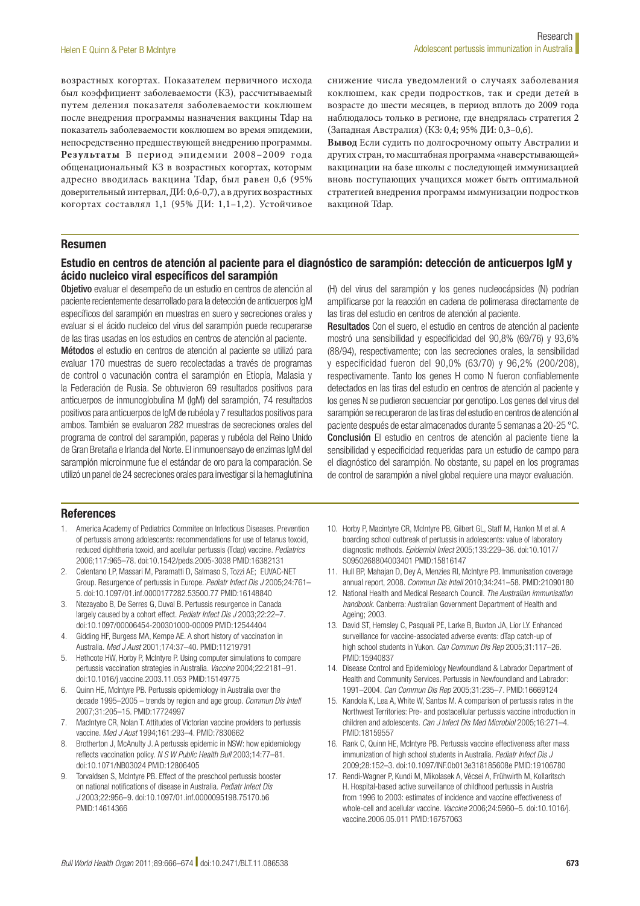возрастных когортах. Показателем первичного исхода был коэффициент заболеваемости (КЗ), рассчитываемый путем деления показателя заболеваемости коклюшем после внедрения программы назначения вакцины Tdap на показатель заболеваемости коклюшем во время эпидемии, непосредственно предшествующей внедрению программы. **Результаты** В период эпидемии 2008–2009 года общенациональный КЗ в возрастных когортах, которым адресно вводилась вакцина Tdap, был равен 0,6 (95% доверительный интервал, ДИ: 0,6-0,7), а в других возрастных когортах составлял 1,1 (95% ДИ: 1,1–1,2). Устойчивое снижение числа уведомлений о случаях заболевания коклюшем, как среди подростков, так и среди детей в возрасте до шести месяцев, в период вплоть до 2009 года наблюдалось только в регионе, где внедрялась стратегия 2 (Западная Австралия) (КЗ: 0,4; 95% ДИ: 0,3–0,6).

**Вывод** Если судить по долгосрочному опыту Австралии и других стран, то масштабная программа «наверстывающей» вакцинации на базе школы с последующей иммунизацией вновь поступающих учащихся может быть оптимальной стратегией внедрения программ иммунизации подростков вакциной Tdap.

## Resumen

### Estudio en centros de atención al paciente para el diagnóstico de sarampión: detección de anticuerpos IgM y ácido nucleico viral específicos del sarampión

**Objetivo** evaluar el desempeño de un estudio en centros de atención al paciente recientemente desarrollado para la detección de anticuerpos IgM específicos del sarampión en muestras en suero y secreciones orales y evaluar si el ácido nucleico del virus del sarampión puede recuperarse de las tiras usadas en los estudios en centros de atención al paciente.

**Métodos** el estudio en centros de atención al paciente se utilizó para evaluar 170 muestras de suero recolectadas a través de programas de control o vacunación contra el sarampión en Etiopía, Malasia y la Federación de Rusia. Se obtuvieron 69 resultados positivos para anticuerpos de inmunoglobulina M (IgM) del sarampión, 74 resultados positivos para anticuerpos de IgM de rubéola y 7 resultados positivos para ambos. También se evaluaron 282 muestras de secreciones orales del programa de control del sarampión, paperas y rubéola del Reino Unido de Gran Bretaña e Irlanda del Norte. El inmunoensayo de enzimas IgM del sarampión microinmune fue el estándar de oro para la comparación. Se utilizó un panel de 24 secreciones orales para investigar si la hemaglutinina (H) del virus del sarampión y los genes nucleocápsides (N) podrían amplificarse por la reacción en cadena de polimerasa directamente de las tiras del estudio en centros de atención al paciente.

**Resultados** Con el suero, el estudio en centros de atención al paciente mostró una sensibilidad y especificidad del 90,8% (69/76) y 93,6% (88/94), respectivamente; con las secreciones orales, la sensibilidad y especificidad fueron del 90,0% (63/70) y 96,2% (200/208), respectivamente. Tanto los genes H como N fueron confiablemente detectados en las tiras del estudio en centros de atención al paciente y los genes N se pudieron secuenciar por genotipo. Los genes del virus del sarampión se recuperaron de las tiras del estudio en centros de atención al paciente después de estar almacenados durante 5 semanas a 20-25 °C.

**Conclusión** El estudio en centros de atención al paciente tiene la sensibilidad y especificidad requeridas para un estudio de campo para el diagnóstico del sarampión. No obstante, su papel en los programas de control de sarampión a nivel global requiere una mayor evaluación.

## References

1. America Academy of Pediatrics Commitee on Infectious Diseases. Prevention of pertussis among adolescents: recommendations for use of tetanus toxoid, reduced diphtheria toxoid, and acellular pertussis (Tdap) vaccine. *Pediatrics* 2006;117:965–78. doi:10.1542/peds.2005-3038 PMID:16382131
2. Celentano LP, Massari M, Paramatti D, Salmaso S, Tozzi AE; EUVAC-NET Group. Resurgence of pertussis in Europe. *Pediatr Infect Dis J* 2005;24:761–5. doi:10.1097/01.inf.0000177282.53500.77 PMID:16148840
3. Ntezayabo B, De Serres G, Duval B. Pertussis resurgence in Canada largely caused by a cohort effect. *Pediatr Infect Dis J* 2003;22:22–7. doi:10.1097/00006454-200301000-00009 PMID:12544404
4. Gidding HF, Burgess MA, Kempe AE. A short history of vaccination in Australia. *Med J Aust* 2001;174:37–40. PMID:11219791
5. Hethcote HW, Horby P, McIntyre P. Using computer simulations to compare pertussis vaccination strategies in Australia. *Vaccine* 2004;22:2181–91. doi:10.1016/j.vaccine.2003.11.053 PMID:15149775
6. Quinn HE, McIntyre PB. Pertussis epidemiology in Australia over the decade 1995–2005 – trends by region and age group. *Commun Dis Intell* 2007;31:205–15. PMID:17724997
7. MacIntyre CR, Nolan T. Attitudes of Victorian vaccine providers to pertussis vaccine. *Med J Aust* 1994;161:293–4. PMID:7830662
8. Brotherton J, McAnulty J. A pertussis epidemic in NSW: how epidemiology reflects vaccination policy. *N S W Public Health Bull* 2003;14:77–81. doi:10.1071/NB03024 PMID:12806405
9. Torvaldsen S, McIntyre PB. Effect of the preschool pertussis booster on national notifications of disease in Australia. *Pediatr Infect Dis J* 2003;22:956–9. doi:10.1097/01.inf.0000095198.75170.b6 PMID:14614366
10. Horby P, Macintyre CR, McIntyre PB, Gilbert GL, Staff M, Hanlon M et al. A boarding school outbreak of pertussis in adolescents: value of laboratory diagnostic methods. *Epidemiol Infect* 2005;133:229–36. doi:10.1017/S0950268804003401 PMID:15816147
11. Hull BP, Mahajan D, Dey A, Menzies RI, McIntyre PB. Immunisation coverage annual report, 2008. *Commun Dis Intell* 2010;34:241–58. PMID:21090180
12. National Health and Medical Research Council. *The Australian immunisation handbook*. Canberra: Australian Government Department of Health and Ageing; 2003.
13. David ST, Hemsley C, Pasquali PE, Larke B, Buxton JA, Lior LY. Enhanced surveillance for vaccine-associated adverse events: dTap catch-up of high school students in Yukon. *Can Commun Dis Rep* 2005;31:117–26. PMID:15940837
14. Disease Control and Epidemiology Newfoundland & Labrador Department of Health and Community Services. Pertussis in Newfoundland and Labrador: 1991–2004. *Can Commun Dis Rep* 2005;31:235–7. PMID:16669124
15. Kandola K, Lea A, White W, Santos M. A comparison of pertussis rates in the Northwest Territories: Pre- and postacellular pertussis vaccine introduction in children and adolescents. *Can J Infect Dis Med Microbiol* 2005;16:271–4. PMID:18159557
16. Rank C, Quinn HE, McIntyre PB. Pertussis vaccine effectiveness after mass immunization of high school students in Australia. *Pediatr Infect Dis J* 2009;28:152–3. doi:10.1097/INF.0b013e318185608e PMID:19106780
17. Rendi-Wagner P, Kundi M, Mikolasek A, Vécsei A, Frühwirth M, Kollaritsch H. Hospital-based active surveillance of childhood pertussis in Austria from 1996 to 2003: estimates of incidence and vaccine effectiveness of whole-cell and acellular vaccine. *Vaccine* 2006;24:5960–5. doi:10.1016/j.vaccine.2006.05.011 PMID:16757063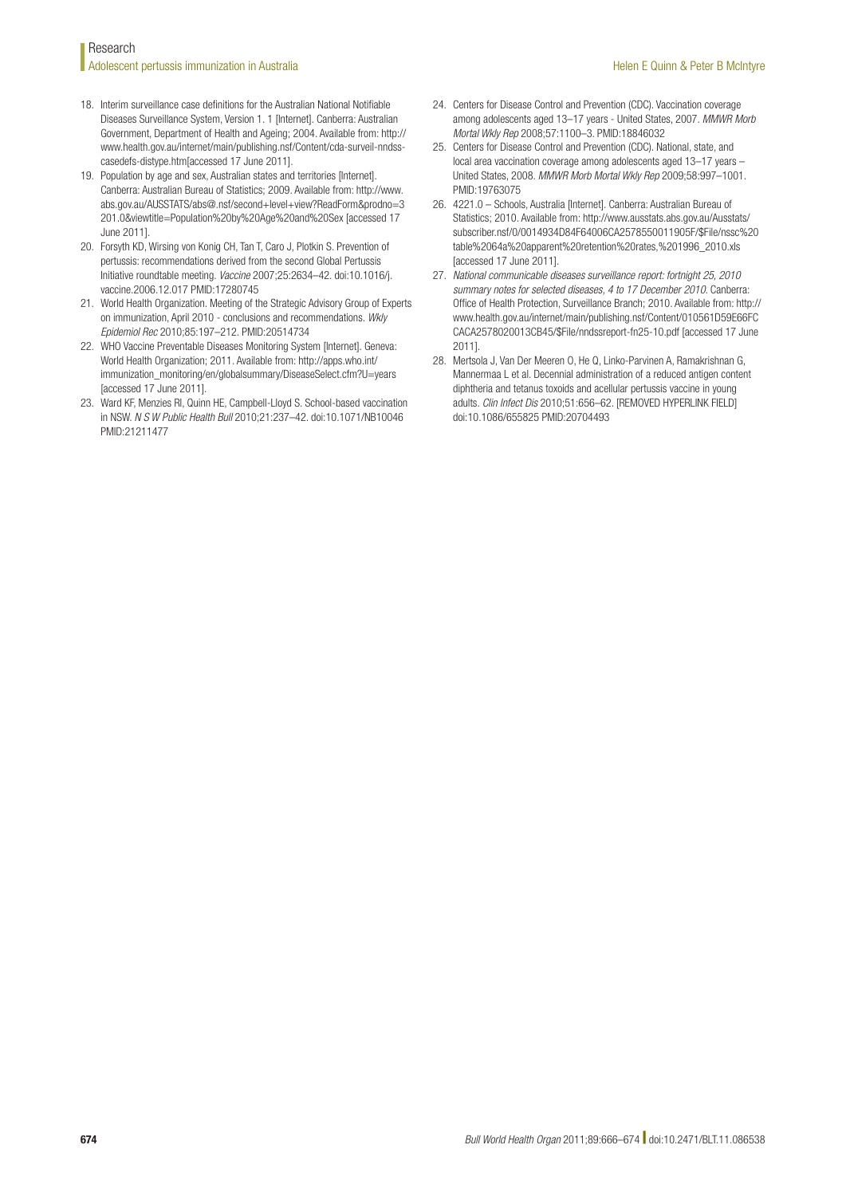18. Interim surveillance case definitions for the Australian National Notifiable Diseases Surveillance System, Version 1. 1 [Internet]. Canberra: Australian Government, Department of Health and Ageing; 2004. Available from: http://www.health.gov.au/internet/main/publishing.nsf/Content/cda-surveil-nndss-casedefs-distype.htm[accessed 17 June 2011].
19. Population by age and sex, Australian states and territories [Internet]. Canberra: Australian Bureau of Statistics; 2009. Available from: http://www.abs.gov.au/AUSSTATS/abs@.nsf/second+level+view?ReadForm&prodno=3201.0&viewtitle=Population%20by%20Age%20and%20Sex [accessed 17 June 2011].
20. Forsyth KD, Wirsing von Konig CH, Tan T, Caro J, Plotkin S. Prevention of pertussis: recommendations derived from the second Global Pertussis Initiative roundtable meeting. *Vaccine* 2007;25:2634–42. doi:10.1016/j.vaccine.2006.12.017 PMID:17280745
21. World Health Organization. Meeting of the Strategic Advisory Group of Experts on immunization, April 2010 - conclusions and recommendations. *Wkly Epidemiol Rec* 2010;85:197–212. PMID:20514734
22. WHO Vaccine Preventable Diseases Monitoring System [Internet]. Geneva: World Health Organization; 2011. Available from: http://apps.who.int/immunization_monitoring/en/globalsummary/DiseaseSelect.cfm?U=years [accessed 17 June 2011].
23. Ward KF, Menzies RI, Quinn HE, Campbell-Lloyd S. School-based vaccination in NSW. *N S W Public Health Bull* 2010;21:237–42. doi:10.1071/NB10046 PMID:21211477
24. Centers for Disease Control and Prevention (CDC). Vaccination coverage among adolescents aged 13–17 years - United States, 2007. *MMWR Morb Mortal Wkly Rep* 2008;57:1100–3. PMID:18846032
25. Centers for Disease Control and Prevention (CDC). National, state, and local area vaccination coverage among adolescents aged 13–17 years – United States, 2008. *MMWR Morb Mortal Wkly Rep* 2009;58:997–1001. PMID:19763075
26. 4221.0 – Schools, Australia [Internet]. Canberra: Australian Bureau of Statistics; 2010. Available from: http://www.ausstats.abs.gov.au/Ausstats/subscriber.nsf/0/0014934D84F64006CA2578550011905F/$File/nssc%20table%2064a%20apparent%20retention%20rates,%201996_2010.xls [accessed 17 June 2011].
27. *National communicable diseases surveillance report: fortnight 25, 2010 summary notes for selected diseases, 4 to 17 December 2010*. Canberra: Office of Health Protection, Surveillance Branch; 2010. Available from: http://www.health.gov.au/internet/main/publishing.nsf/Content/010561D59E66FCCACA2578020013CB45/$File/nndssreport-fn25-10.pdf [accessed 17 June 2011].
28. Mertsola J, Van Der Meeren O, He Q, Linko-Parvinen A, Ramakrishnan G, Mannermaa L et al. Decennial administration of a reduced antigen content diphtheria and tetanus toxoids and acellular pertussis vaccine in young adults. *Clin Infect Dis* 2010;51:656–62. [REMOVED HYPERLINK FIELD] doi:10.1086/655825 PMID:20704493